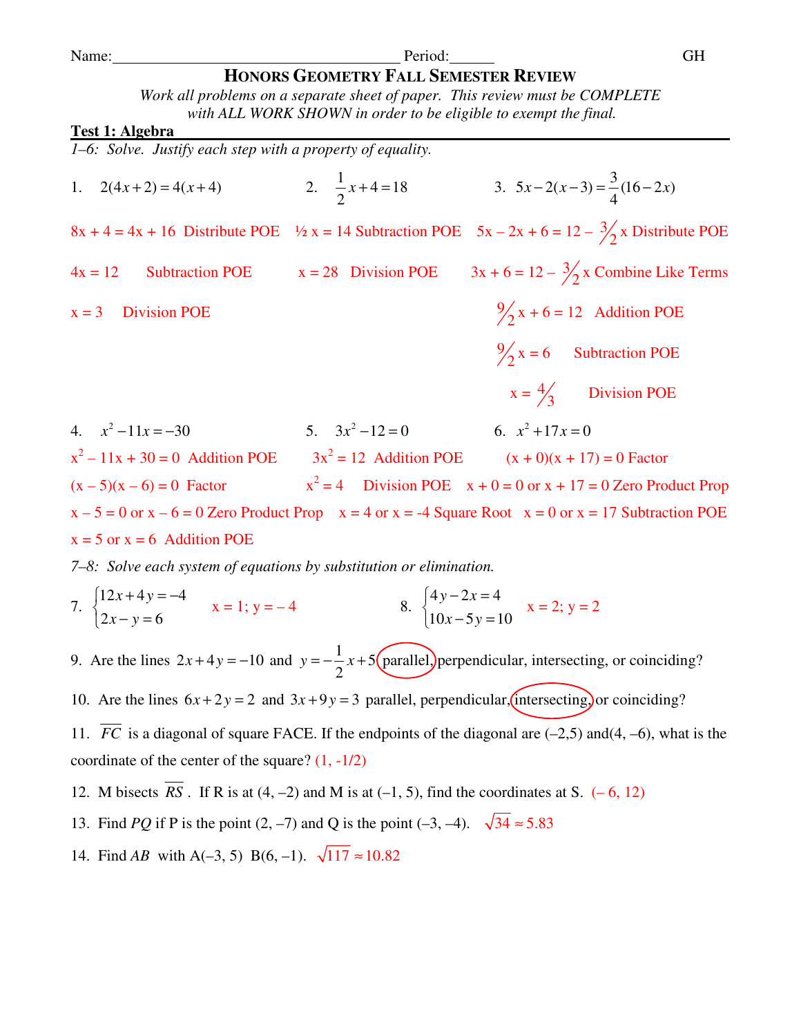Name:_________________________________ Period:______ GH

# HONORS GEOMETRY FALL SEMESTER REVIEW

*Work all problems on a separate sheet of paper. This review must be COMPLETE with ALL WORK SHOWN in order to be eligible to exempt the final.*

## Test 1: Algebra

*1–6: Solve. Justify each step with a property of equality.*

1. $2(4x+2)=4(x+4)$

   $8x + 4 = 4x + 16$ Distribute POE

   $4x = 12$ Subtraction POE

   $x = 3$ Division POE

2. $\frac{1}{2}x+4=18$

   $\frac{1}{2}x = 14$ Subtraction POE

   $x = 28$ Division POE

3. $5x-2(x-3)=\frac{3}{4}(16-2x)$

   $5x - 2x + 6 = 12 - \frac{3}{2}x$ Distribute POE

   $3x + 6 = 12 - \frac{3}{2}x$ Combine Like Terms

   $\frac{9}{2}x + 6 = 12$ Addition POE

   $\frac{9}{2}x = 6$ Subtraction POE

   $x = \frac{4}{3}$ Division POE

4. $x^2-11x=-30$

   $x^2 - 11x + 30 = 0$ Addition POE

   $(x - 5)(x - 6) = 0$ Factor

   $x - 5 = 0$ or $x - 6 = 0$ Zero Product Prop

   $x = 5$ or $x = 6$ Addition POE

5. $3x^2-12=0$

   $3x^2 = 12$ Addition POE

   $x^2 = 4$ Division POE

   $x = 4$ or $x = -4$ Square Root

6. $x^2+17x=0$

   $(x + 0)(x + 17) = 0$ Factor

   $x + 0 = 0$ or $x + 17 = 0$ Zero Product Prop

   $x = 0$ or $x = 17$ Subtraction POE

*7–8: Solve each system of equations by substitution or elimination.*

7. $\begin{cases}12x+4y=-4\\2x-y=6\end{cases}$ $x = 1;\ y = -4$

8. $\begin{cases}4y-2x=4\\10x-5y=10\end{cases}$ $x = 2;\ y = 2$

9. Are the lines $2x+4y=-10$ and $y=-\frac{1}{2}x+5$ parallel, perpendicular, intersecting, or coinciding? (parallel circled)

10. Are the lines $6x+2y=2$ and $3x+9y=3$ parallel, perpendicular, intersecting, or coinciding? (intersecting circled)

11. $\overline{FC}$ is a diagonal of square FACE. If the endpoints of the diagonal are (–2,5) and(4, –6), what is the coordinate of the center of the square? (1, -1/2)

12. M bisects $\overline{RS}$. If R is at (4, –2) and M is at (–1, 5), find the coordinates at S. (– 6, 12)

13. Find $PQ$ if P is the point (2, –7) and Q is the point (–3, –4). $\sqrt{34} \approx 5.83$

14. Find $AB$ with A(–3, 5) B(6, –1). $\sqrt{117} \approx 10.82$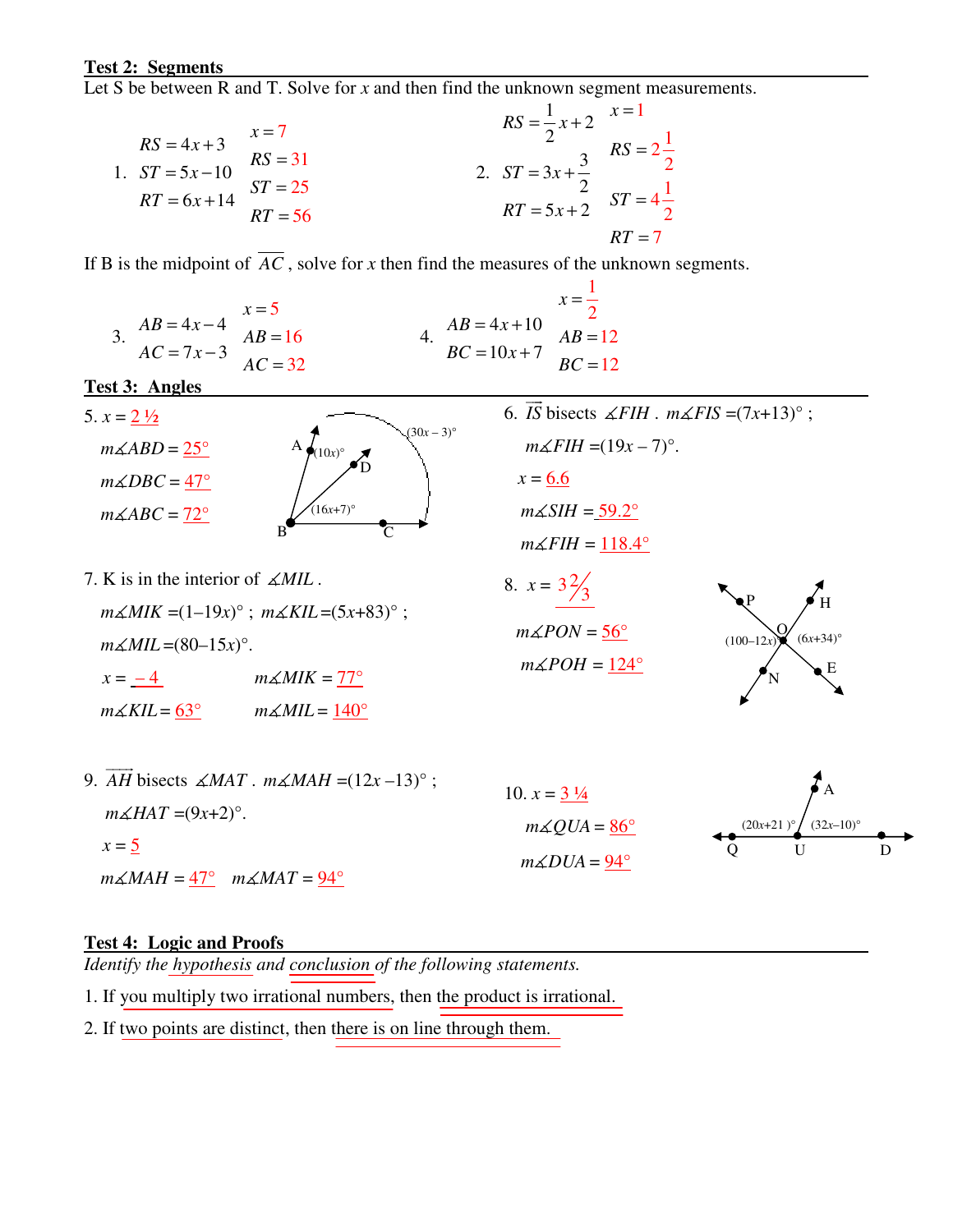## Test 2: Segments

Let S be between R and T. Solve for $x$ and then find the unknown segment measurements.

1. $RS = 4x+3$, $ST = 5x-10$, $RT = 6x+14$

   $x = 7$, $RS = 31$, $ST = 25$, $RT = 56$

2. $RS = \frac{1}{2}x+2$, $ST = 3x+\frac{3}{2}$, $RT = 5x+2$

   $x = 1$, $RS = 2\frac{1}{2}$, $ST = 4\frac{1}{2}$, $RT = 7$

If B is the midpoint of $\overline{AC}$, solve for $x$ then find the measures of the unknown segments.

3. $AB = 4x-4$, $AC = 7x-3$

   $x = 5$, $AB = 16$, $AC = 32$

4. $AB = 4x+10$, $BC = 10x+7$

   $x = \frac{1}{2}$, $AB = 12$, $BC = 12$

## Test 3: Angles

5. $x =$ 2 ½

   $m\angle ABD =$ 25°

   $m\angle DBC =$ 47°

   $m\angle ABC =$ 72°

   (Figure labels: A, D, B, C; $(10x)°$; $(16x+7)°$; $(30x-3)°$)

6. $\overrightarrow{IS}$ bisects $\angle FIH$. $m\angle FIS = (7x+13)°$; $m\angle FIH = (19x-7)°$.

   $x =$ 6.6

   $m\angle SIH =$ 59.2°

   $m\angle FIH =$ 118.4°

7. K is in the interior of $\angle MIL$.

   $m\angle MIK = (1-19x)°$; $m\angle KIL = (5x+83)°$; $m\angle MIL = (80-15x)°$.

   $x =$ – 4 $\quad m\angle MIK =$ 77°

   $m\angle KIL =$ 63° $\quad m\angle MIL =$ 140°

8. $x =$ $3\frac{2}{3}$

   $m\angle PON =$ 56°

   $m\angle POH =$ 124°

   (Figure labels: P, H, O, N, E; $(100-12x)°$; $(6x+34)°$)

9. $\overrightarrow{AH}$ bisects $\angle MAT$. $m\angle MAH = (12x-13)°$; $m\angle HAT = (9x+2)°$.

   $x =$ 5

   $m\angle MAH =$ 47° $\quad m\angle MAT =$ 94°

10. $x =$ 3 ¼

    $m\angle QUA =$ 86°

    $m\angle DUA =$ 94°

    (Figure labels: A, Q, U, D; $(20x+21)°$; $(32x-10)°$)

## Test 4: Logic and Proofs

*Identify the hypothesis and conclusion of the following statements.*

1. If you multiply two irrational numbers, then the product is irrational.
2. If two points are distinct, then there is on line through them.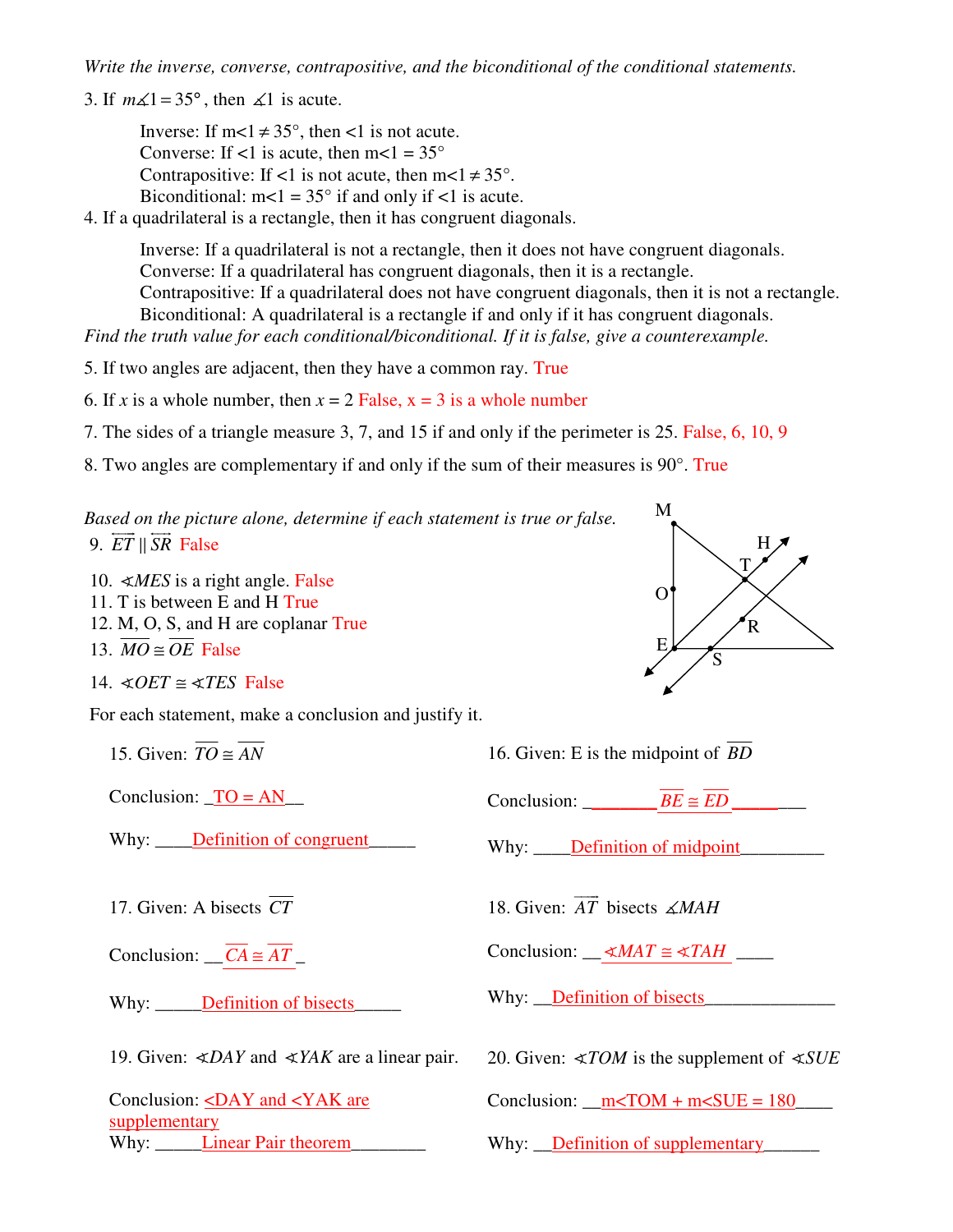*Write the inverse, converse, contrapositive, and the biconditional of the conditional statements.*

3. If $m\measuredangle 1 = 35°$, then $\measuredangle 1$ is acute.

   Inverse: If m<1 ≠ 35°, then <1 is not acute.
   Converse: If <1 is acute, then m<1 = 35°
   Contrapositive: If <1 is not acute, then m<1 ≠ 35°.
   Biconditional: m<1 = 35° if and only if <1 is acute.

4. If a quadrilateral is a rectangle, then it has congruent diagonals.

   Inverse: If a quadrilateral is not a rectangle, then it does not have congruent diagonals.
   Converse: If a quadrilateral has congruent diagonals, then it is a rectangle.
   Contrapositive: If a quadrilateral does not have congruent diagonals, then it is not a rectangle.
   Biconditional: A quadrilateral is a rectangle if and only if it has congruent diagonals.

*Find the truth value for each conditional/biconditional. If it is false, give a counterexample.*

5. If two angles are adjacent, then they have a common ray. True

6. If $x$ is a whole number, then $x = 2$ False, x = 3 is a whole number

7. The sides of a triangle measure 3, 7, and 15 if and only if the perimeter is 25. False, 6, 10, 9

8. Two angles are complementary if and only if the sum of their measures is 90°. True

*Based on the picture alone, determine if each statement is true or false.*

9. $\overleftrightarrow{ET} \parallel \overleftrightarrow{SR}$ False

10. $\measuredangle MES$ is a right angle. False

11. T is between E and H True

12. M, O, S, and H are coplanar True

13. $\overline{MO} \cong \overline{OE}$ False

14. $\measuredangle OET \cong \measuredangle TES$ False

For each statement, make a conclusion and justify it.

15. Given: $\overline{TO} \cong \overline{AN}$

    Conclusion: TO = AN

    Why: Definition of congruent

16. Given: E is the midpoint of $\overline{BD}$

    Conclusion: $\overline{BE} \cong \overline{ED}$

    Why: Definition of midpoint

17. Given: A bisects $\overline{CT}$

    Conclusion: $\overline{CA} \cong \overline{AT}$

    Why: Definition of bisects

18. Given: $\overrightarrow{AT}$ bisects $\measuredangle MAH$

    Conclusion: $\measuredangle MAT \cong \measuredangle TAH$

    Why: Definition of bisects

19. Given: $\measuredangle DAY$ and $\measuredangle YAK$ are a linear pair.

    Conclusion: <DAY and <YAK are supplementary

    Why: Linear Pair theorem

20. Given: $\measuredangle TOM$ is the supplement of $\measuredangle SUE$

    Conclusion: m<TOM + m<SUE = 180

    Why: Definition of supplementary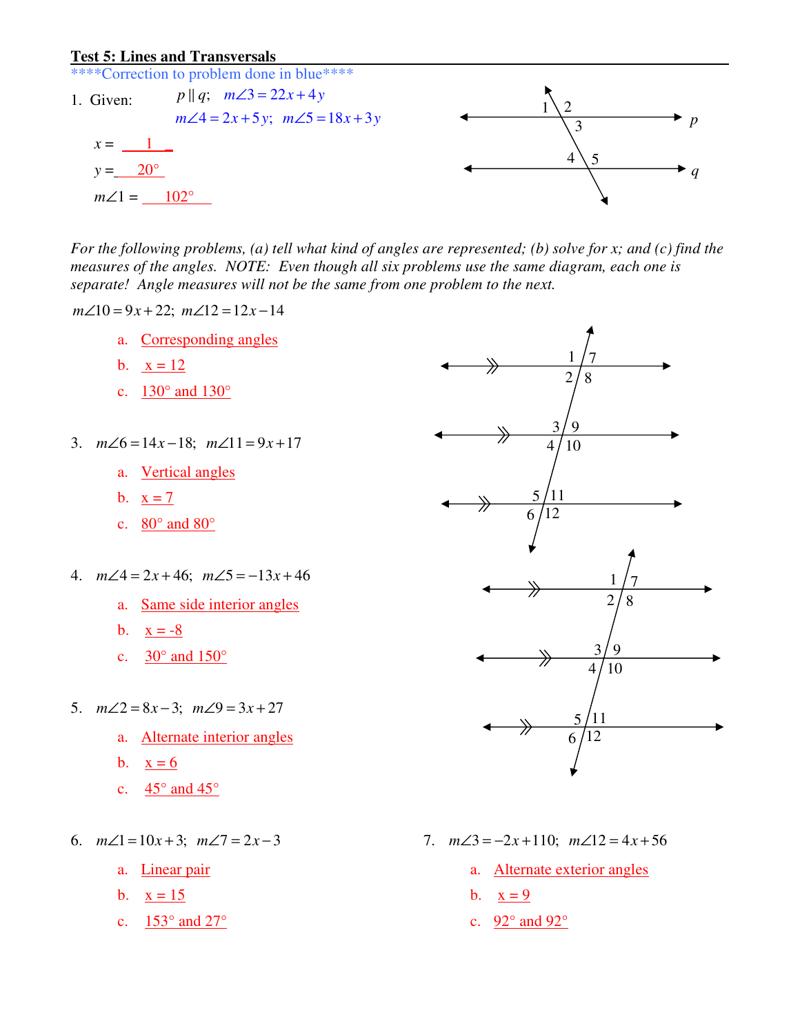## Test 5: Lines and Transversals

****Correction to problem done in blue****

1. Given: $p \parallel q$; $m\angle 3 = 22x + 4y$

   $m\angle 4 = 2x + 5y$; $m\angle 5 = 18x + 3y$

   $x =$ 1

   $y =$ 20°

   $m\angle 1 =$ 102°

*For the following problems, (a) tell what kind of angles are represented; (b) solve for x; and (c) find the measures of the angles. NOTE: Even though all six problems use the same diagram, each one is separate! Angle measures will not be the same from one problem to the next.*

$m\angle 10 = 9x + 22$; $m\angle 12 = 12x - 14$

a. Corresponding angles

b. x = 12

c. 130° and 130°

3. $m\angle 6 = 14x - 18$; $m\angle 11 = 9x + 17$

   a. Vertical angles

   b. x = 7

   c. 80° and 80°

4. $m\angle 4 = 2x + 46$; $m\angle 5 = -13x + 46$

   a. Same side interior angles

   b. x = -8

   c. 30° and 150°

5. $m\angle 2 = 8x - 3$; $m\angle 9 = 3x + 27$

   a. Alternate interior angles

   b. x = 6

   c. 45° and 45°

6. $m\angle 1 = 10x + 3$; $m\angle 7 = 2x - 3$

   a. Linear pair

   b. x = 15

   c. 153° and 27°

7. $m\angle 3 = -2x + 110$; $m\angle 12 = 4x + 56$

   a. Alternate exterior angles

   b. x = 9

   c. 92° and 92°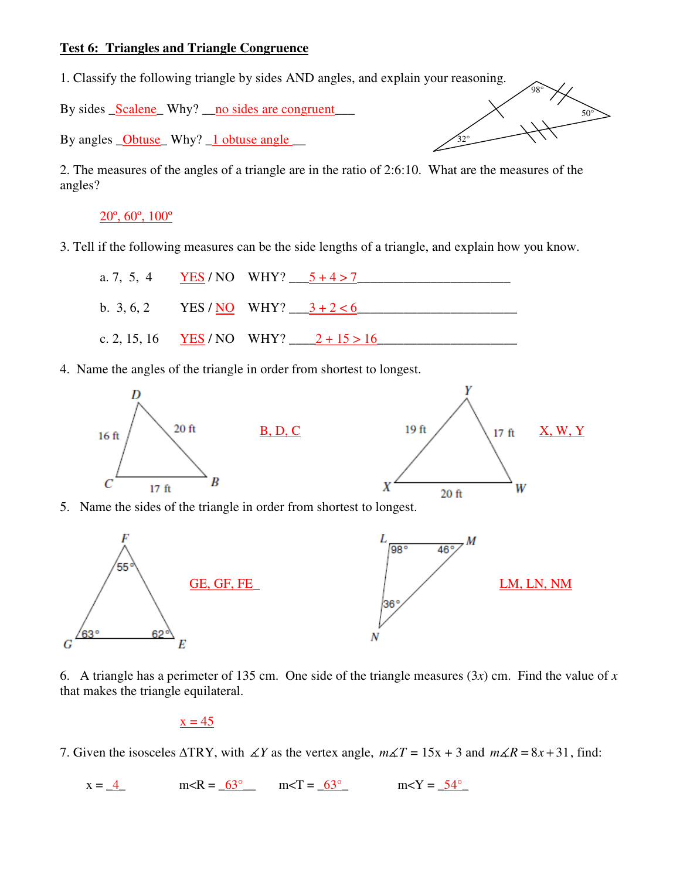**Test 6: Triangles and Triangle Congruence**

1. Classify the following triangle by sides AND angles, and explain your reasoning.

98°

50°

32°

By sides _Scalene_ Why? __no sides are congruent___

By angles _Obtuse_ Why? _1 obtuse angle__

2. The measures of the angles of a triangle are in the ratio of 2:6:10. What are the measures of the angles?

20º, 60º, 100º

3. Tell if the following measures can be the side lengths of a triangle, and explain how you know.

a. 7, 5, 4 YES / NO WHY? ___5 + 4 > 7___

b. 3, 6, 2 YES / NO WHY? ___3 + 2 < 6___

c. 2, 15, 16 YES / NO WHY? ____2 + 15 > 16___

4. Name the angles of the triangle in order from shortest to longest.

D, C, B; 16 ft, 20 ft, 17 ft

B, D, C

Y, X, W; 19 ft, 17 ft, 20 ft

X, W, Y

5. Name the sides of the triangle in order from shortest to longest.

F, G, E; 55°, 63°, 62°

GE, GF, FE

L, M, N; 98°, 46°, 36°

LM, LN, NM

6. A triangle has a perimeter of 135 cm. One side of the triangle measures ($3x$) cm. Find the value of $x$ that makes the triangle equilateral.

$x = 45$

7. Given the isosceles $\Delta TRY$, with $\measuredangle Y$ as the vertex angle, $m\measuredangle T = 15x + 3$ and $m\measuredangle R = 8x + 31$, find:

x = _4_ m<R = _63°__ m<T = _63°_ m<Y = _54°_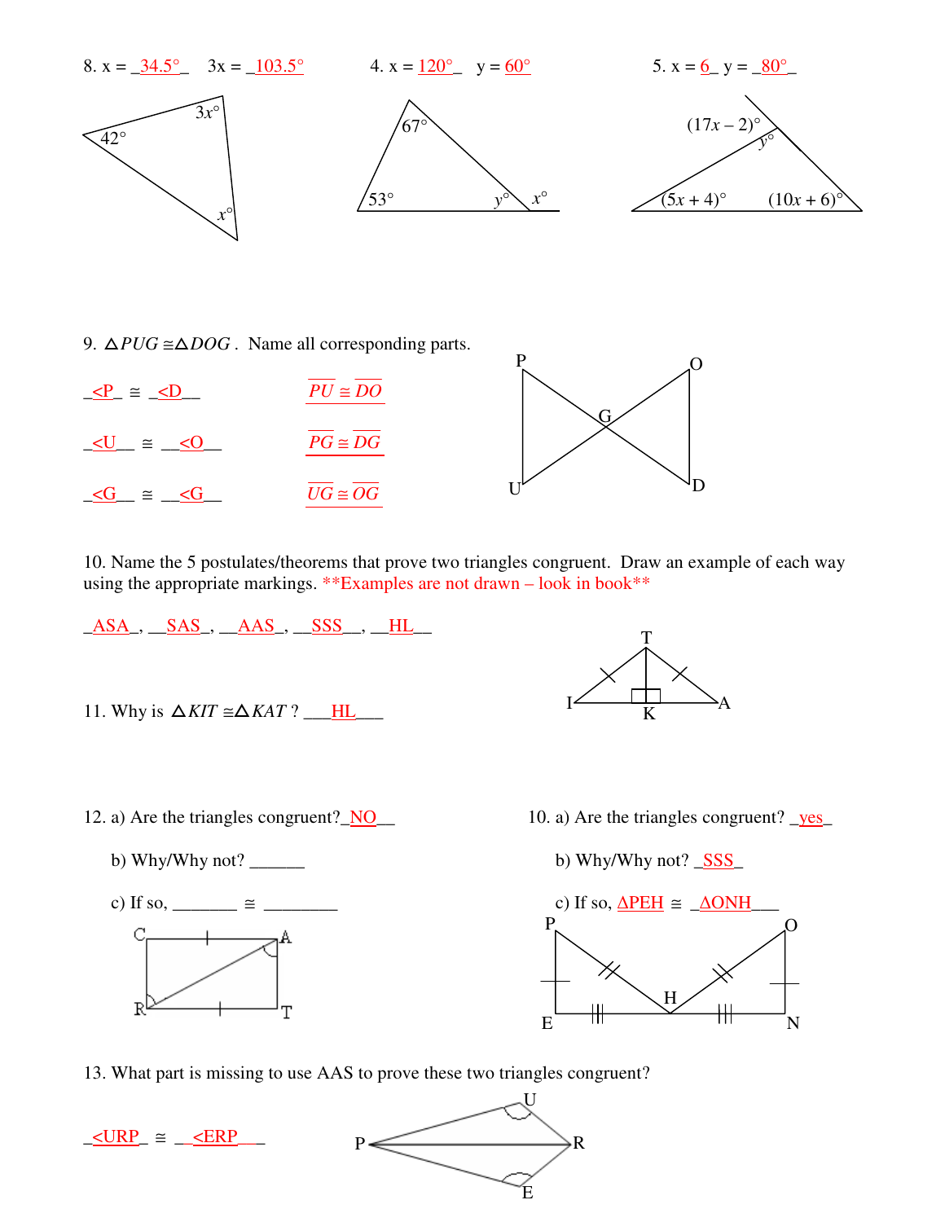8. x = _34.5°_ 3x = _103.5°

4. x = 120°_ y = 60°

5. x = 6_ y = _80°_

$3x°$

$42°$

$x°$

$67°$

$53°$ $y°$ $x°$

$(17x – 2)°$

$y°$

$(5x + 4)°$ $(10x + 6)°$

9. $\triangle PUG \cong \triangle DOG$. Name all corresponding parts.

_<P_ ≅ _<D__ $\overline{PU} \cong \overline{DO}$

_<U__ ≅ __<O__ $\overline{PG} \cong \overline{DG}$

_<G__ ≅ __<G__ $\overline{UG} \cong \overline{OG}$

P O G U D

10. Name the 5 postulates/theorems that prove two triangles congruent. Draw an example of each way using the appropriate markings. **Examples are not drawn – look in book**

_ASA_, __SAS_, __AAS_, __SSS__, __HL__

11. Why is $\triangle KIT \cong \triangle KAT$ ? ___HL___

T I K A

12. a) Are the triangles congruent?_NO__

b) Why/Why not? ______

c) If so, _______ ≅ ________

C A R T

10. a) Are the triangles congruent? _yes_

b) Why/Why not? _SSS_

c) If so, ΔPEH ≅ _ΔONH___

P O H E N

13. What part is missing to use AAS to prove these two triangles congruent?

_<URP_ ≅ __<ERP___

U P R E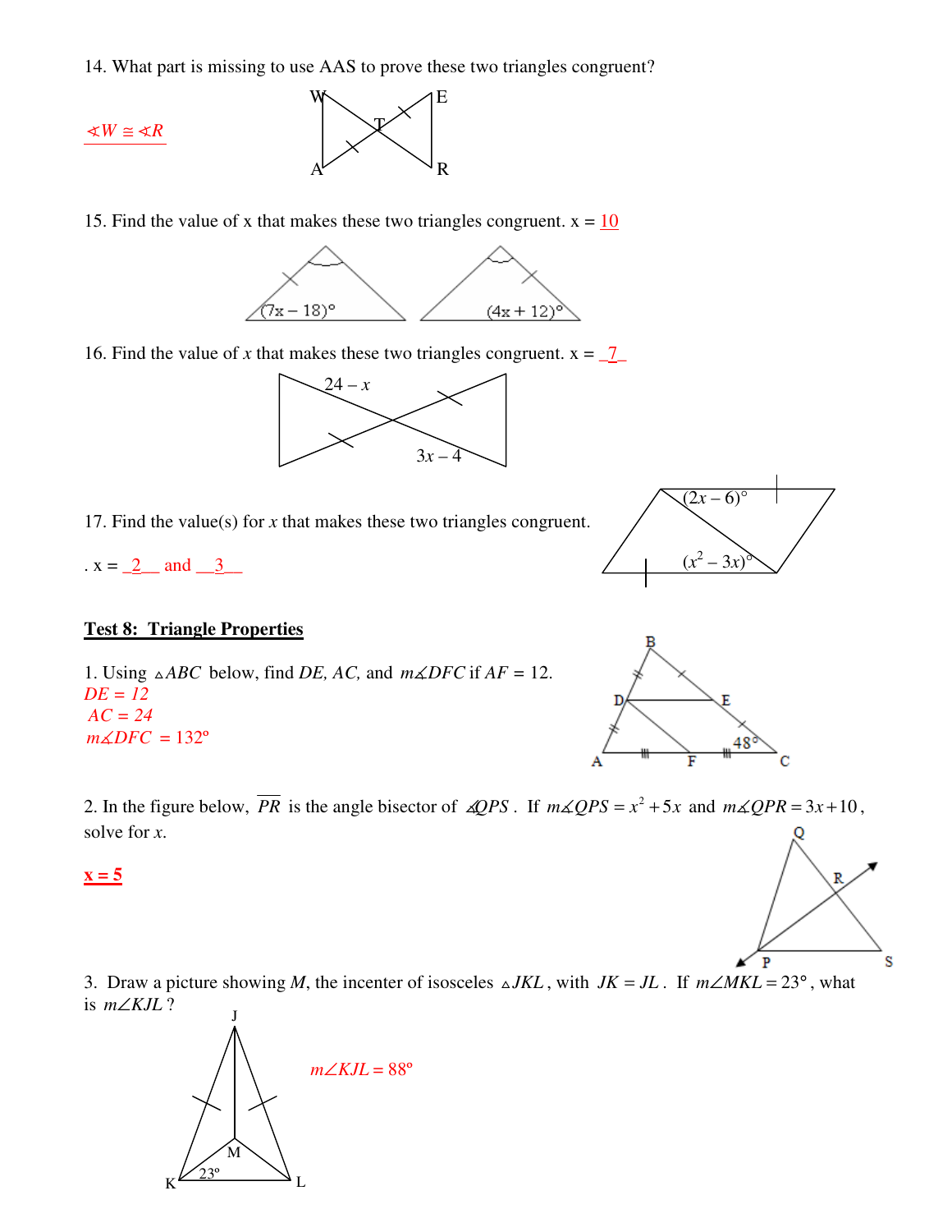14. What part is missing to use AAS to prove these two triangles congruent?

$\measuredangle W \cong \measuredangle R$

15. Find the value of x that makes these two triangles congruent. x = 10

16. Find the value of $x$ that makes these two triangles congruent. x = 7

17. Find the value(s) for $x$ that makes these two triangles congruent.

. x = 2 and 3

## Test 8: Triangle Properties

1. Using $\triangle ABC$ below, find $DE$, $AC$, and $m\measuredangle DFC$ if $AF = 12$.

$DE = 12$

$AC = 24$

$m\measuredangle DFC = 132°$

2. In the figure below, $\overline{PR}$ is the angle bisector of $\measuredangle QPS$. If $m\measuredangle QPS = x^2 + 5x$ and $m\measuredangle QPR = 3x + 10$, solve for $x$.

**x = 5**

3. Draw a picture showing $M$, the incenter of isosceles $\triangle JKL$, with $JK = JL$. If $m\angle MKL = 23°$, what is $m\angle KJL$?

$m\angle KJL = 88°$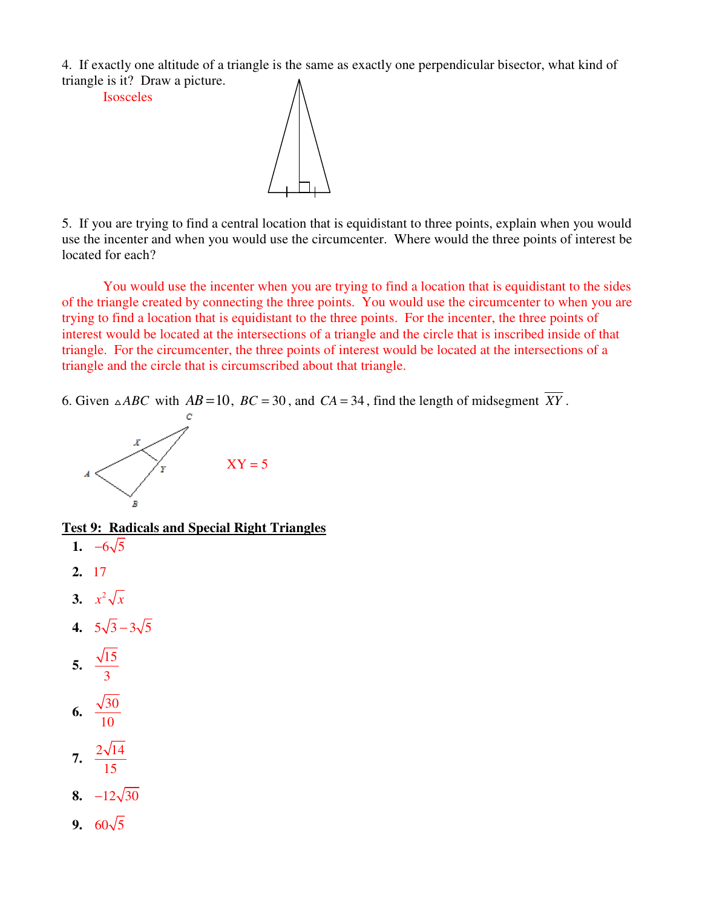4. If exactly one altitude of a triangle is the same as exactly one perpendicular bisector, what kind of triangle is it? Draw a picture.

Isosceles

5. If you are trying to find a central location that is equidistant to three points, explain when you would use the incenter and when you would use the circumcenter. Where would the three points of interest be located for each?

You would use the incenter when you are trying to find a location that is equidistant to the sides of the triangle created by connecting the three points. You would use the circumcenter to when you are trying to find a location that is equidistant to the three points. For the incenter, the three points of interest would be located at the intersections of a triangle and the circle that is inscribed inside of that triangle. For the circumcenter, the three points of interest would be located at the intersections of a triangle and the circle that is circumscribed about that triangle.

6. Given $\triangle ABC$ with $AB = 10$, $BC = 30$, and $CA = 34$, find the length of midsegment $\overline{XY}$.

XY = 5

**Test 9: Radicals and Special Right Triangles**

1. $-6\sqrt{5}$
2. 17
3. $x^2\sqrt{x}$
4. $5\sqrt{3} - 3\sqrt{5}$
5. $\frac{\sqrt{15}}{3}$
6. $\frac{\sqrt{30}}{10}$
7. $\frac{2\sqrt{14}}{15}$
8. $-12\sqrt{30}$
9. $60\sqrt{5}$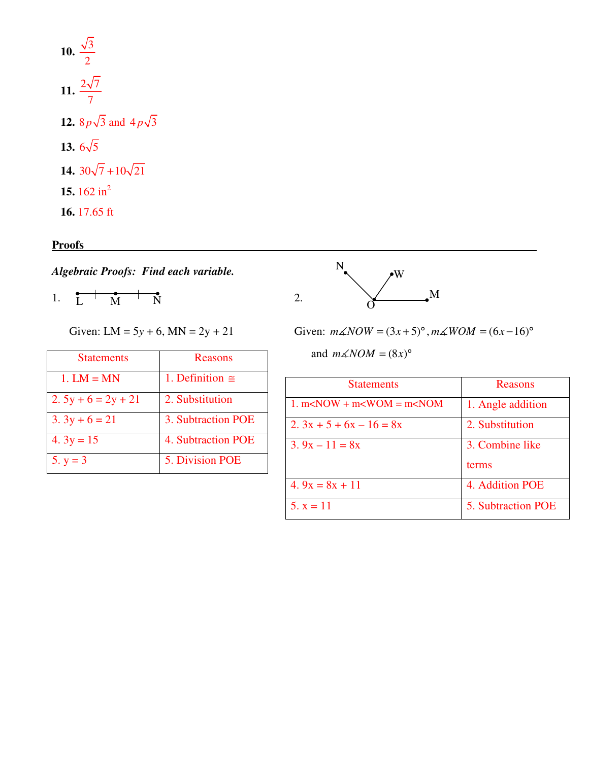**10.** $\frac{\sqrt{3}}{2}$

**11.** $\frac{2\sqrt{7}}{7}$

**12.** $8p\sqrt{3}$ and $4p\sqrt{3}$

**13.** $6\sqrt{5}$

**14.** $30\sqrt{7}+10\sqrt{21}$

**15.** 162 in$^2$

**16.** 17.65 ft

## Proofs

***Algebraic Proofs: Find each variable.***

1. L M N

Given: LM = 5$y$ + 6, MN = 2y + 21

| Statements | Reasons |
|---|---|
| 1. LM = MN | 1. Definition ≅ |
| 2. 5y + 6 = 2y + 21 | 2. Substitution |
| 3. 3y + 6 = 21 | 3. Subtraction POE |
| 4. 3y = 15 | 4. Subtraction POE |
| 5. y = 3 | 5. Division POE |

2. N W M O

Given: $m\measuredangle NOW = (3x+5)°$, $m\measuredangle WOM = (6x-16)°$ and $m\measuredangle NOM = (8x)°$

| Statements | Reasons |
|---|---|
| 1. m<NOW + m<WOM = m<NOM | 1. Angle addition |
| 2. 3x + 5 + 6x – 16 = 8x | 2. Substitution |
| 3. 9x – 11 = 8x | 3. Combine like terms |
| 4. 9x = 8x + 11 | 4. Addition POE |
| 5. x = 11 | 5. Subtraction POE |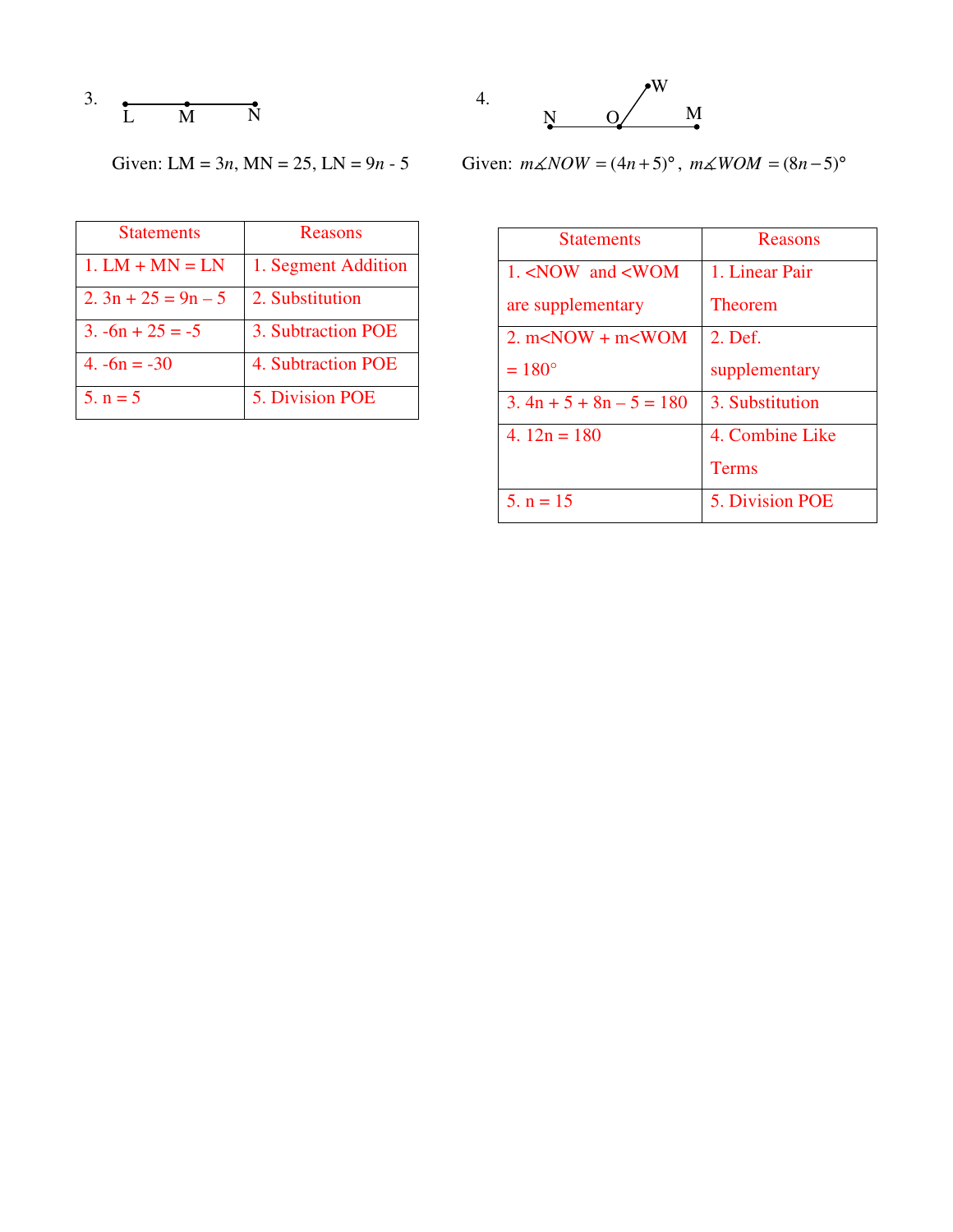3. L M N

Given: LM = $3n$, MN = 25, LN = $9n - 5$

| Statements | Reasons |
|---|---|
| 1. LM + MN = LN | 1. Segment Addition |
| 2. $3n + 25 = 9n - 5$ | 2. Substitution |
| 3. $-6n + 25 = -5$ | 3. Subtraction POE |
| 4. $-6n = -30$ | 4. Subtraction POE |
| 5. $n = 5$ | 5. Division POE |

4. N O M W

Given: $m\measuredangle NOW = (4n+5)°$, $m\measuredangle WOM = (8n-5)°$

| Statements | Reasons |
|---|---|
| 1. <NOW and <WOM are supplementary | 1. Linear Pair Theorem |
| 2. m<NOW + m<WOM = 180° | 2. Def. supplementary |
| 3. $4n + 5 + 8n - 5 = 180$ | 3. Substitution |
| 4. $12n = 180$ | 4. Combine Like Terms |
| 5. $n = 15$ | 5. Division POE |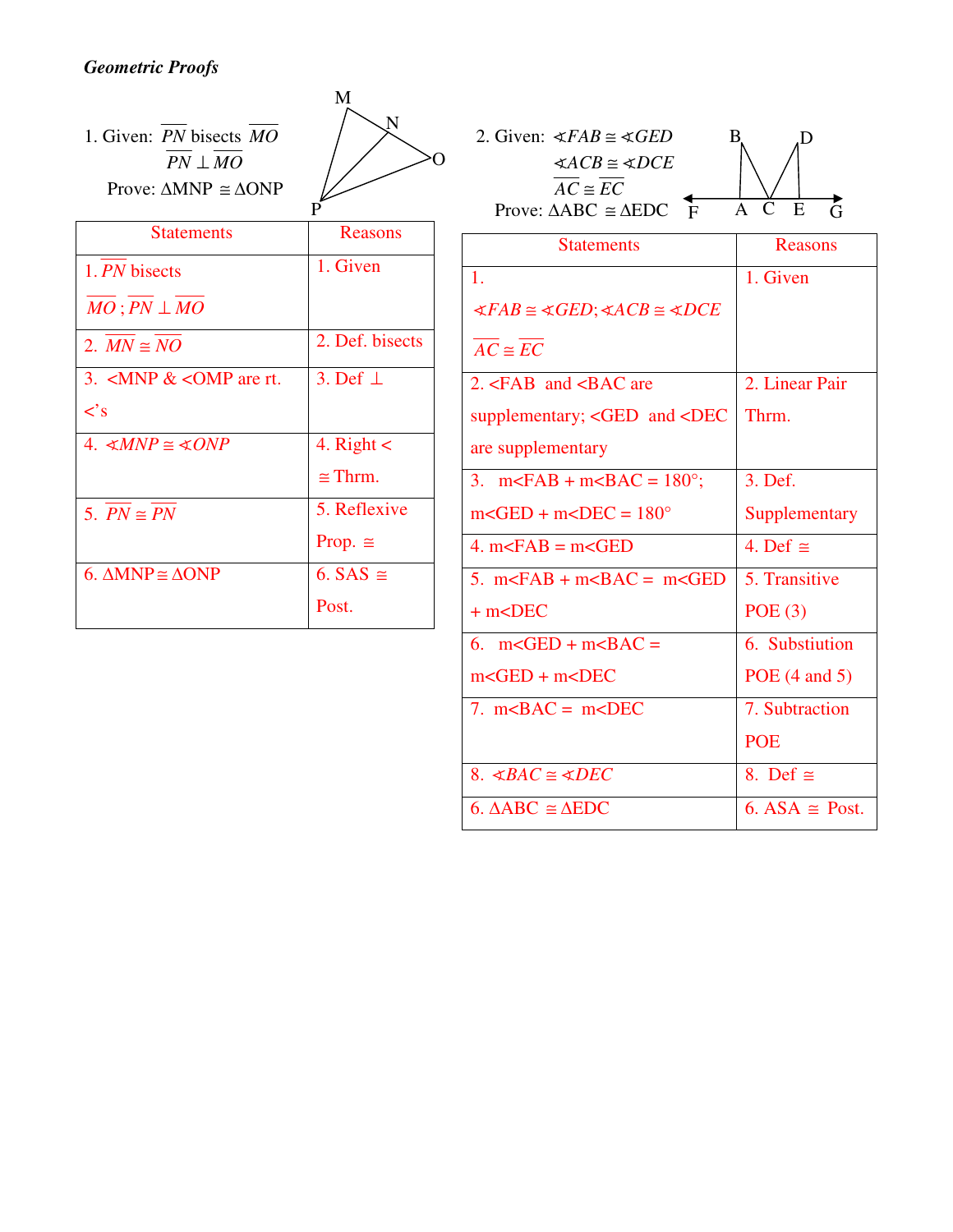***Geometric Proofs***

1. Given: $\overline{PN}$ bisects $\overline{MO}$
   $\overline{PN} \perp \overline{MO}$
   Prove: $\Delta MNP \cong \Delta ONP$

| Statements | Reasons |
|---|---|
| 1. $\overline{PN}$ bisects $\overline{MO}$; $\overline{PN} \perp \overline{MO}$ | 1. Given |
| 2. $\overline{MN} \cong \overline{NO}$ | 2. Def. bisects |
| 3. <MNP & <OMP are rt. <'s | 3. Def $\perp$ |
| 4. $\measuredangle MNP \cong \measuredangle ONP$ | 4. Right < $\cong$ Thrm. |
| 5. $\overline{PN} \cong \overline{PN}$ | 5. Reflexive Prop. $\cong$ |
| 6. $\Delta MNP \cong \Delta ONP$ | 6. SAS $\cong$ Post. |

2. Given: $\measuredangle FAB \cong \measuredangle GED$
   $\measuredangle ACB \cong \measuredangle DCE$
   $\overline{AC} \cong \overline{EC}$
   Prove: $\Delta ABC \cong \Delta EDC$

| Statements | Reasons |
|---|---|
| 1. $\measuredangle FAB \cong \measuredangle GED$; $\measuredangle ACB \cong \measuredangle DCE$; $\overline{AC} \cong \overline{EC}$ | 1. Given |
| 2. <FAB and <BAC are supplementary; <GED and <DEC are supplementary | 2. Linear Pair Thrm. |
| 3. m<FAB + m<BAC = 180°; m<GED + m<DEC = 180° | 3. Def. Supplementary |
| 4. m<FAB = m<GED | 4. Def $\cong$ |
| 5. m<FAB + m<BAC = m<GED + m<DEC | 5. Transitive POE (3) |
| 6. m<GED + m<BAC = m<GED + m<DEC | 6. Substitution POE (4 and 5) |
| 7. m<BAC = m<DEC | 7. Subtraction POE |
| 8. $\measuredangle BAC \cong \measuredangle DEC$ | 8. Def $\cong$ |
| 6. $\Delta ABC \cong \Delta EDC$ | 6. ASA $\cong$ Post. |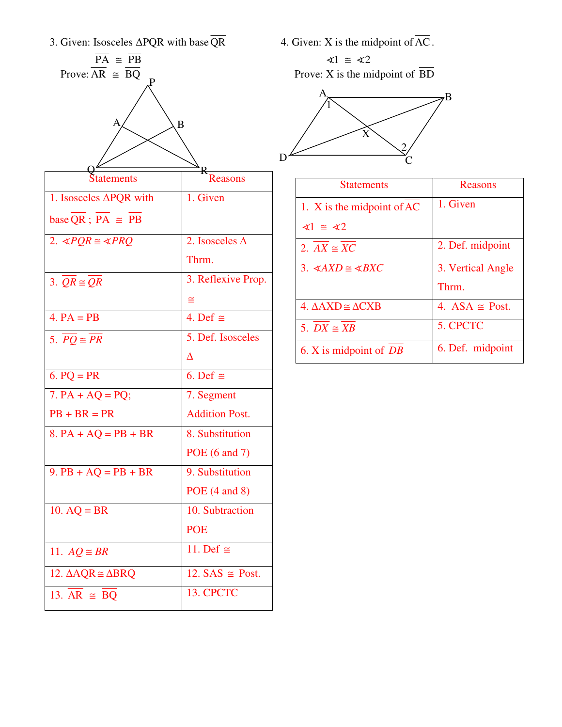3. Given: Isosceles $\Delta PQR$ with base $\overline{QR}$

$\overline{PA} \cong \overline{PB}$

Prove: $\overline{AR} \cong \overline{BQ}$

| Statements | Reasons |
|---|---|
| 1. Isosceles $\Delta PQR$ with base $\overline{QR}$ ; $\overline{PA} \cong \overline{PB}$ | 1. Given |
| 2. $\angle PQR \cong \angle PRQ$ | 2. Isosceles $\Delta$ Thrm. |
| 3. $\overline{QR} \cong \overline{QR}$ | 3. Reflexive Prop. $\cong$ |
| 4. PA = PB | 4. Def $\cong$ |
| 5. $\overline{PQ} \cong \overline{PR}$ | 5. Def. Isosceles $\Delta$ |
| 6. PQ = PR | 6. Def $\cong$ |
| 7. PA + AQ = PQ; PB + BR = PR | 7. Segment Addition Post. |
| 8. PA + AQ = PB + BR | 8. Substitution POE (6 and 7) |
| 9. PB + AQ = PB + BR | 9. Substitution POE (4 and 8) |
| 10. AQ = BR | 10. Subtraction POE |
| 11. $\overline{AQ} \cong \overline{BR}$ | 11. Def $\cong$ |
| 12. $\Delta AQR \cong \Delta BRQ$ | 12. SAS $\cong$ Post. |
| 13. $\overline{AR} \cong \overline{BQ}$ | 13. CPCTC |

4. Given: X is the midpoint of $\overline{AC}$.

$\angle 1 \cong \angle 2$

Prove: X is the midpoint of $\overline{BD}$

| Statements | Reasons |
|---|---|
| 1. X is the midpoint of $\overline{AC}$ $\angle 1 \cong \angle 2$ | 1. Given |
| 2. $\overline{AX} \cong \overline{XC}$ | 2. Def. midpoint |
| 3. $\angle AXD \cong \angle BXC$ | 3. Vertical Angle Thrm. |
| 4. $\Delta AXD \cong \Delta CXB$ | 4. ASA $\cong$ Post. |
| 5. $\overline{DX} \cong \overline{XB}$ | 5. CPCTC |
| 6. X is midpoint of $\overline{DB}$ | 6. Def. midpoint |